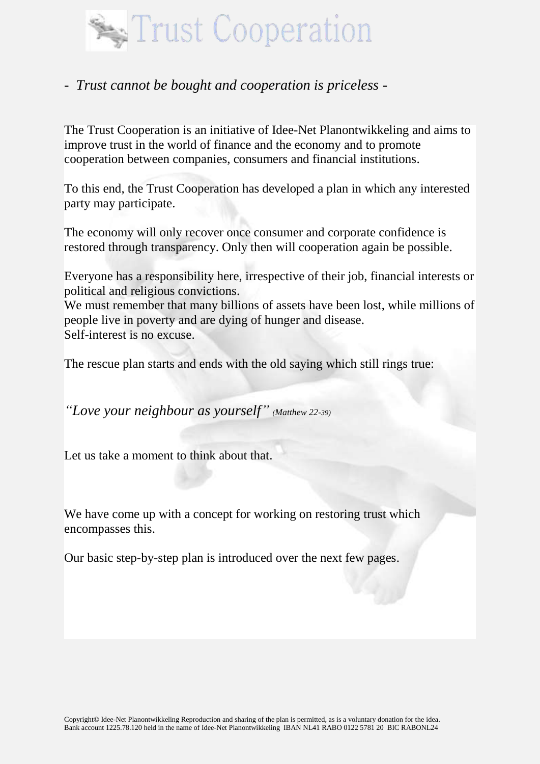# Trust Cooperation

*- Trust cannot be bought and cooperation is priceless -*

The Trust Cooperation is an initiative of Idee-Net Planontwikkeling and aims to improve trust in the world of finance and the economy and to promote cooperation between companies, consumers and financial institutions.

To this end, the Trust Cooperation has developed a plan in which any interested party may participate.

The economy will only recover once consumer and corporate confidence is restored through transparency. Only then will cooperation again be possible.

Everyone has a responsibility here, irrespective of their job, financial interests or political and religious convictions.
We must remember that many billions of assets have been lost, while millions of people live in poverty and are dying of hunger and disease.
Self-interest is no excuse.

The rescue plan starts and ends with the old saying which still rings true:

*"Love your neighbour as yourself" (Matthew 22-39)*

Let us take a moment to think about that.

We have come up with a concept for working on restoring trust which encompasses this.

Our basic step-by-step plan is introduced over the next few pages.

Copyright© Idee-Net Planontwikkeling Reproduction and sharing of the plan is permitted, as is a voluntary donation for the idea.
Bank account 1225.78.120 held in the name of Idee-Net Planontwikkeling IBAN NL41 RABO 0122 5781 20 BIC RABONL24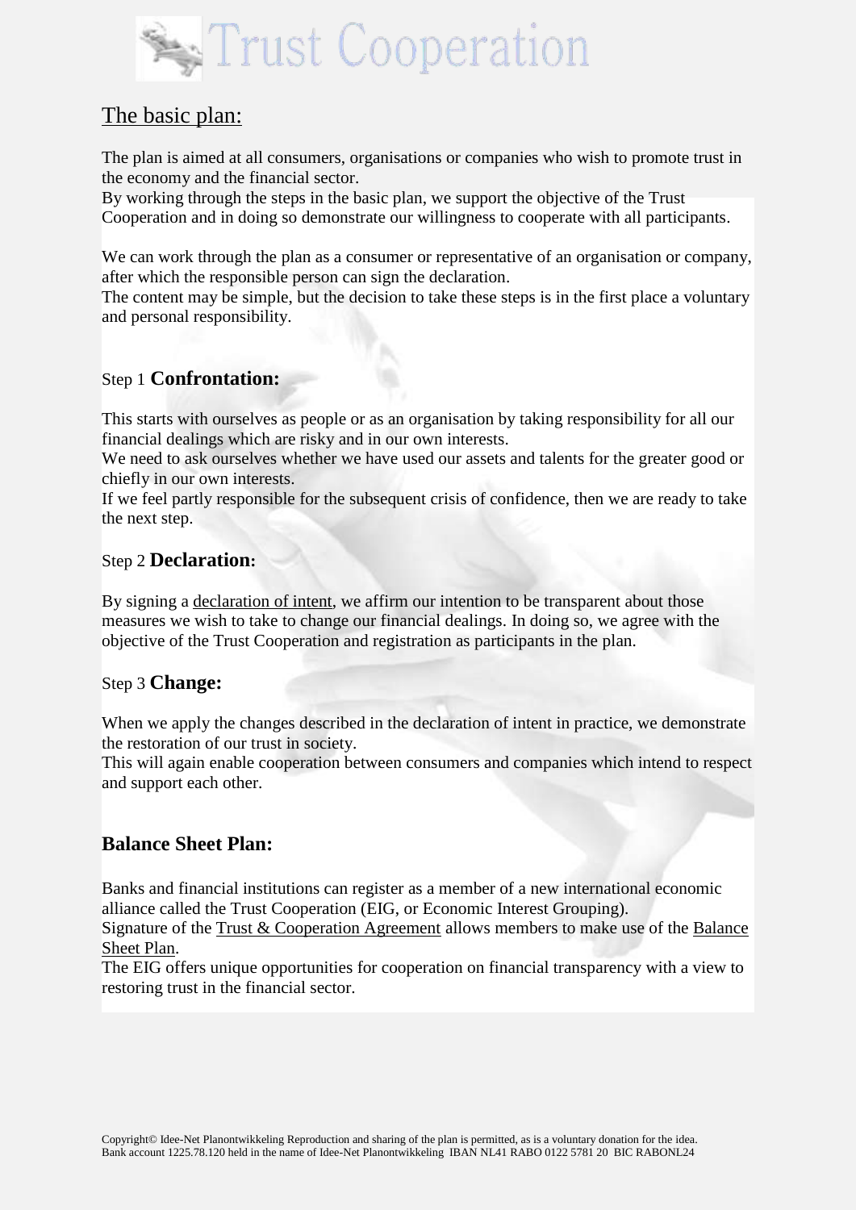# Trust Cooperation

## The basic plan:

The plan is aimed at all consumers, organisations or companies who wish to promote trust in the economy and the financial sector.
By working through the steps in the basic plan, we support the objective of the Trust Cooperation and in doing so demonstrate our willingness to cooperate with all participants.

We can work through the plan as a consumer or representative of an organisation or company, after which the responsible person can sign the declaration.
The content may be simple, but the decision to take these steps is in the first place a voluntary and personal responsibility.

### Step 1 **Confrontation:**

This starts with ourselves as people or as an organisation by taking responsibility for all our financial dealings which are risky and in our own interests.
We need to ask ourselves whether we have used our assets and talents for the greater good or chiefly in our own interests.
If we feel partly responsible for the subsequent crisis of confidence, then we are ready to take the next step.

### Step 2 **Declaration:**

By signing a declaration of intent, we affirm our intention to be transparent about those measures we wish to take to change our financial dealings. In doing so, we agree with the objective of the Trust Cooperation and registration as participants in the plan.

### Step 3 **Change:**

When we apply the changes described in the declaration of intent in practice, we demonstrate the restoration of our trust in society.
This will again enable cooperation between consumers and companies which intend to respect and support each other.

## Balance Sheet Plan:

Banks and financial institutions can register as a member of a new international economic alliance called the Trust Cooperation (EIG, or Economic Interest Grouping).
Signature of the Trust & Cooperation Agreement allows members to make use of the Balance Sheet Plan.
The EIG offers unique opportunities for cooperation on financial transparency with a view to restoring trust in the financial sector.

Copyright© Idee-Net Planontwikkeling Reproduction and sharing of the plan is permitted, as is a voluntary donation for the idea.
Bank account 1225.78.120 held in the name of Idee-Net Planontwikkeling IBAN NL41 RABO 0122 5781 20 BIC RABONL24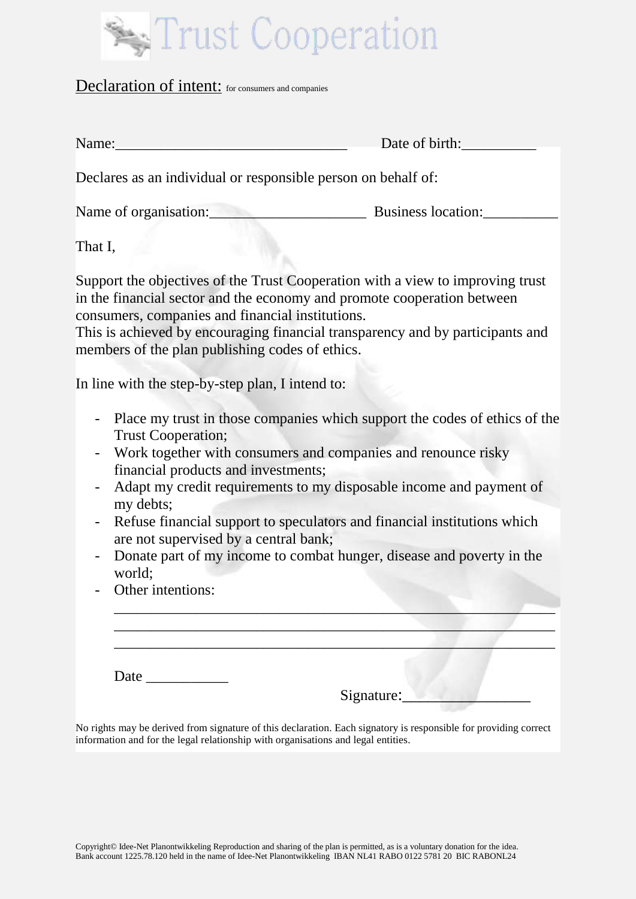# Trust Cooperation

Declaration of intent: for consumers and companies

Name:_______________________________ Date of birth:__________

Declares as an individual or responsible person on behalf of:

Name of organisation:_____________________ Business location:__________

That I,

Support the objectives of the Trust Cooperation with a view to improving trust in the financial sector and the economy and promote cooperation between consumers, companies and financial institutions.
This is achieved by encouraging financial transparency and by participants and members of the plan publishing codes of ethics.

In line with the step-by-step plan, I intend to:

- Place my trust in those companies which support the codes of ethics of the Trust Cooperation;
- Work together with consumers and companies and renounce risky financial products and investments;
- Adapt my credit requirements to my disposable income and payment of my debts;
- Refuse financial support to speculators and financial institutions which are not supervised by a central bank;
- Donate part of my income to combat hunger, disease and poverty in the world;
- Other intentions:
  ___________________________________________________________
  ___________________________________________________________
  ___________________________________________________________

Date ___________

Signature:_________________

No rights may be derived from signature of this declaration. Each signatory is responsible for providing correct information and for the legal relationship with organisations and legal entities.

Copyright© Idee-Net Planontwikkeling Reproduction and sharing of the plan is permitted, as is a voluntary donation for the idea.
Bank account 1225.78.120 held in the name of Idee-Net Planontwikkeling IBAN NL41 RABO 0122 5781 20 BIC RABONL24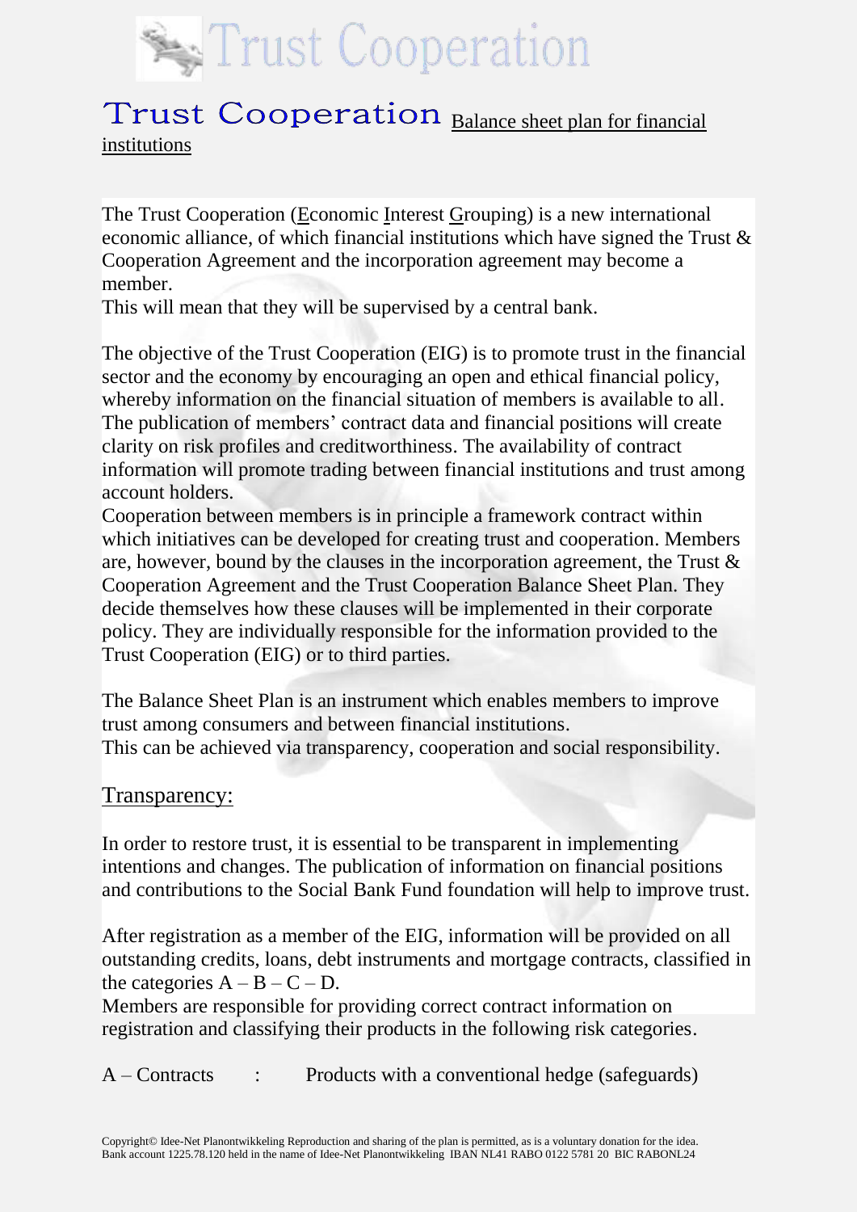# Trust Cooperation

## Trust Cooperation Balance sheet plan for financial institutions

The Trust Cooperation (Economic Interest Grouping) is a new international economic alliance, of which financial institutions which have signed the Trust & Cooperation Agreement and the incorporation agreement may become a member.
This will mean that they will be supervised by a central bank.

The objective of the Trust Cooperation (EIG) is to promote trust in the financial sector and the economy by encouraging an open and ethical financial policy, whereby information on the financial situation of members is available to all. The publication of members' contract data and financial positions will create clarity on risk profiles and creditworthiness. The availability of contract information will promote trading between financial institutions and trust among account holders.
Cooperation between members is in principle a framework contract within which initiatives can be developed for creating trust and cooperation. Members are, however, bound by the clauses in the incorporation agreement, the Trust & Cooperation Agreement and the Trust Cooperation Balance Sheet Plan. They decide themselves how these clauses will be implemented in their corporate policy. They are individually responsible for the information provided to the Trust Cooperation (EIG) or to third parties.

The Balance Sheet Plan is an instrument which enables members to improve trust among consumers and between financial institutions.
This can be achieved via transparency, cooperation and social responsibility.

### Transparency:

In order to restore trust, it is essential to be transparent in implementing intentions and changes. The publication of information on financial positions and contributions to the Social Bank Fund foundation will help to improve trust.

After registration as a member of the EIG, information will be provided on all outstanding credits, loans, debt instruments and mortgage contracts, classified in the categories A – B – C – D.
Members are responsible for providing correct contract information on registration and classifying their products in the following risk categories.

A – Contracts : Products with a conventional hedge (safeguards)

Copyright© Idee-Net Planontwikkeling Reproduction and sharing of the plan is permitted, as is a voluntary donation for the idea.
Bank account 1225.78.120 held in the name of Idee-Net Planontwikkeling IBAN NL41 RABO 0122 5781 20 BIC RABONL24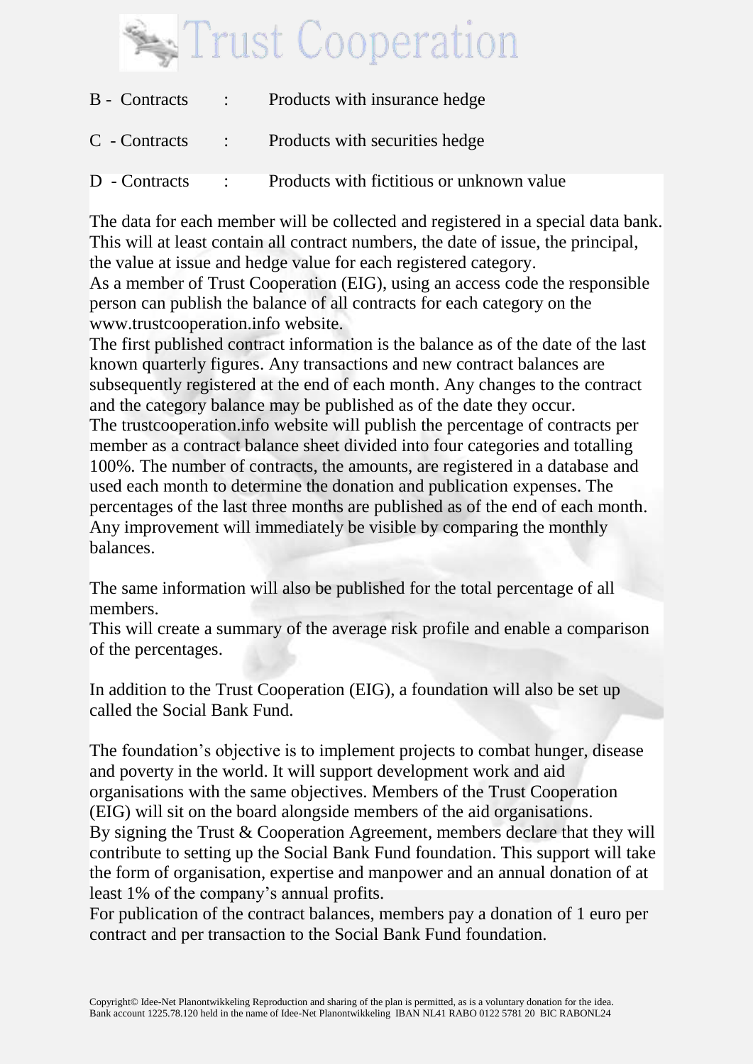B - Contracts : Products with insurance hedge

C - Contracts : Products with securities hedge

D - Contracts : Products with fictitious or unknown value

The data for each member will be collected and registered in a special data bank. This will at least contain all contract numbers, the date of issue, the principal, the value at issue and hedge value for each registered category.
As a member of Trust Cooperation (EIG), using an access code the responsible person can publish the balance of all contracts for each category on the www.trustcooperation.info website.
The first published contract information is the balance as of the date of the last known quarterly figures. Any transactions and new contract balances are subsequently registered at the end of each month. Any changes to the contract and the category balance may be published as of the date they occur.
The trustcooperation.info website will publish the percentage of contracts per member as a contract balance sheet divided into four categories and totalling 100%. The number of contracts, the amounts, are registered in a database and used each month to determine the donation and publication expenses. The percentages of the last three months are published as of the end of each month. Any improvement will immediately be visible by comparing the monthly balances.

The same information will also be published for the total percentage of all members.
This will create a summary of the average risk profile and enable a comparison of the percentages.

In addition to the Trust Cooperation (EIG), a foundation will also be set up called the Social Bank Fund.

The foundation's objective is to implement projects to combat hunger, disease and poverty in the world. It will support development work and aid organisations with the same objectives. Members of the Trust Cooperation (EIG) will sit on the board alongside members of the aid organisations.
By signing the Trust & Cooperation Agreement, members declare that they will contribute to setting up the Social Bank Fund foundation. This support will take the form of organisation, expertise and manpower and an annual donation of at least 1% of the company's annual profits.
For publication of the contract balances, members pay a donation of 1 euro per contract and per transaction to the Social Bank Fund foundation.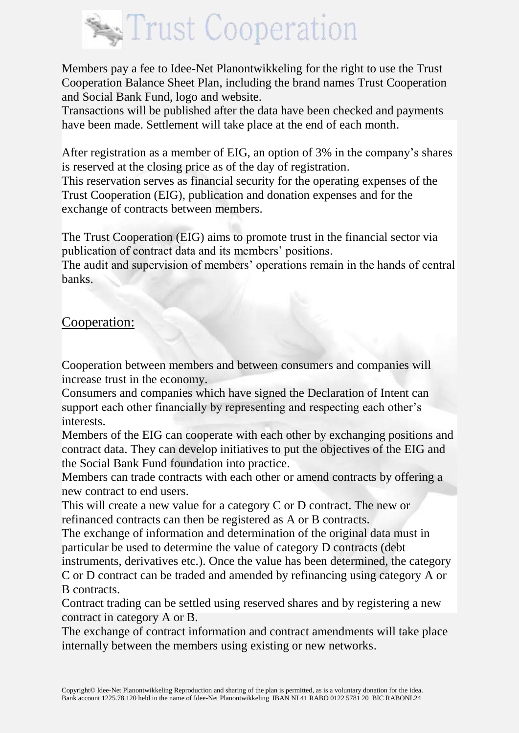Members pay a fee to Idee-Net Planontwikkeling for the right to use the Trust Cooperation Balance Sheet Plan, including the brand names Trust Cooperation and Social Bank Fund, logo and website.
Transactions will be published after the data have been checked and payments have been made. Settlement will take place at the end of each month.

After registration as a member of EIG, an option of 3% in the company's shares is reserved at the closing price as of the day of registration.
This reservation serves as financial security for the operating expenses of the Trust Cooperation (EIG), publication and donation expenses and for the exchange of contracts between members.

The Trust Cooperation (EIG) aims to promote trust in the financial sector via publication of contract data and its members' positions.
The audit and supervision of members' operations remain in the hands of central banks.

## Cooperation:

Cooperation between members and between consumers and companies will increase trust in the economy.
Consumers and companies which have signed the Declaration of Intent can support each other financially by representing and respecting each other's interests.
Members of the EIG can cooperate with each other by exchanging positions and contract data. They can develop initiatives to put the objectives of the EIG and the Social Bank Fund foundation into practice.
Members can trade contracts with each other or amend contracts by offering a new contract to end users.
This will create a new value for a category C or D contract. The new or refinanced contracts can then be registered as A or B contracts.
The exchange of information and determination of the original data must in particular be used to determine the value of category D contracts (debt instruments, derivatives etc.). Once the value has been determined, the category C or D contract can be traded and amended by refinancing using category A or B contracts.
Contract trading can be settled using reserved shares and by registering a new contract in category A or B.
The exchange of contract information and contract amendments will take place internally between the members using existing or new networks.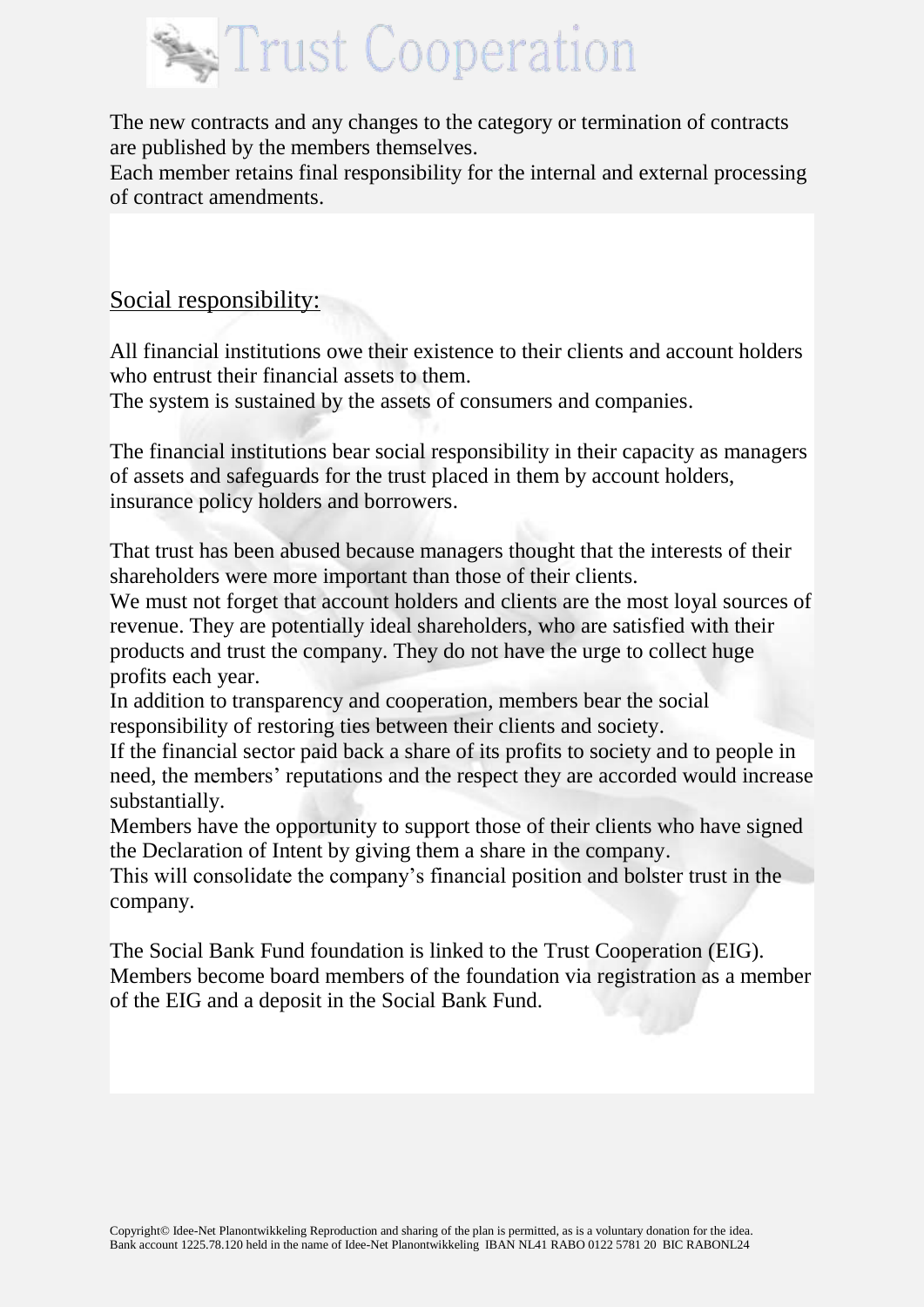The new contracts and any changes to the category or termination of contracts are published by the members themselves.
Each member retains final responsibility for the internal and external processing of contract amendments.

## Social responsibility:

All financial institutions owe their existence to their clients and account holders who entrust their financial assets to them.
The system is sustained by the assets of consumers and companies.

The financial institutions bear social responsibility in their capacity as managers of assets and safeguards for the trust placed in them by account holders, insurance policy holders and borrowers.

That trust has been abused because managers thought that the interests of their shareholders were more important than those of their clients.
We must not forget that account holders and clients are the most loyal sources of revenue. They are potentially ideal shareholders, who are satisfied with their products and trust the company. They do not have the urge to collect huge profits each year.
In addition to transparency and cooperation, members bear the social responsibility of restoring ties between their clients and society.
If the financial sector paid back a share of its profits to society and to people in need, the members' reputations and the respect they are accorded would increase substantially.
Members have the opportunity to support those of their clients who have signed the Declaration of Intent by giving them a share in the company.
This will consolidate the company's financial position and bolster trust in the company.

The Social Bank Fund foundation is linked to the Trust Cooperation (EIG).
Members become board members of the foundation via registration as a member of the EIG and a deposit in the Social Bank Fund.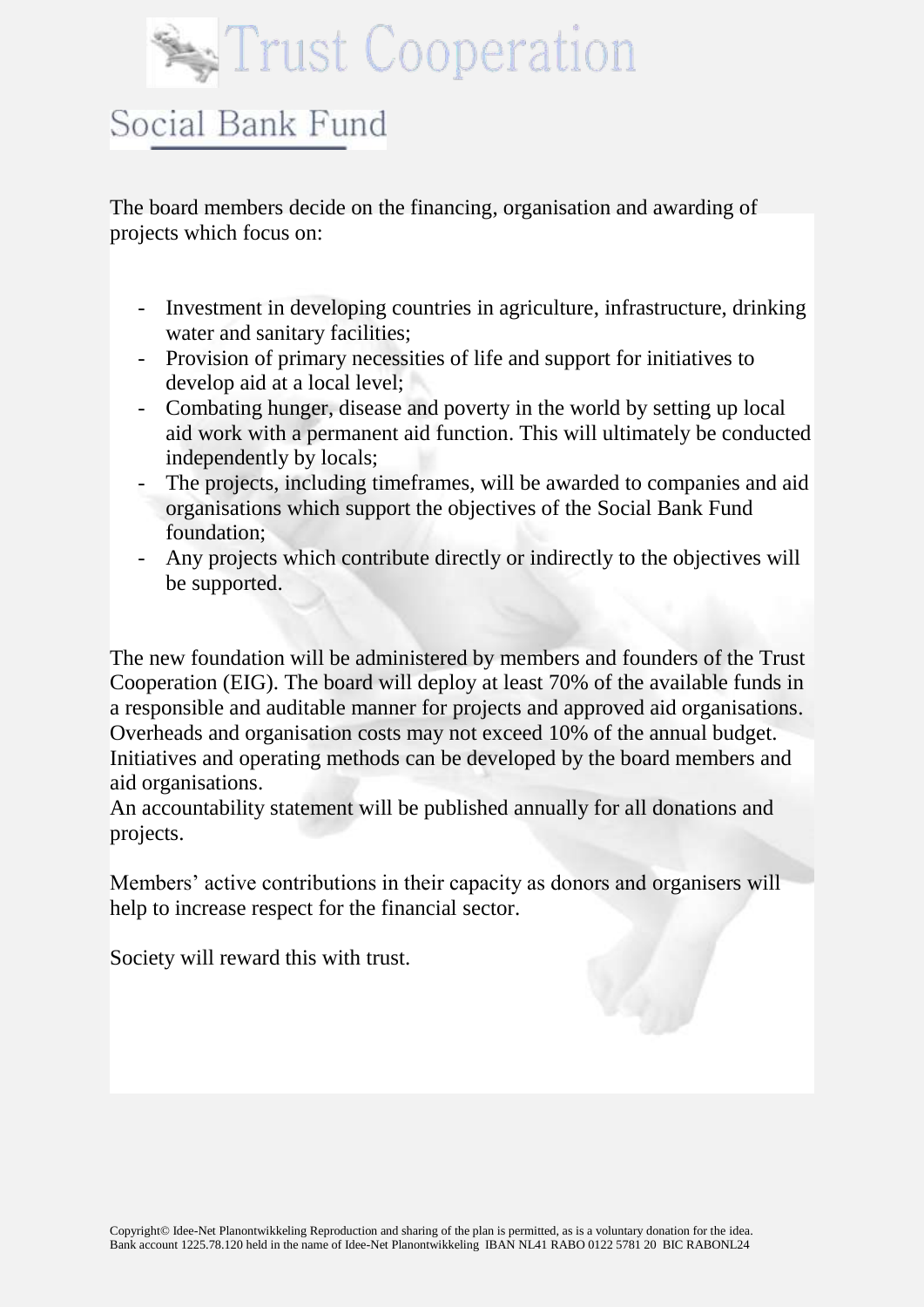# Trust Cooperation

## Social Bank Fund

The board members decide on the financing, organisation and awarding of projects which focus on:

- Investment in developing countries in agriculture, infrastructure, drinking water and sanitary facilities;
- Provision of primary necessities of life and support for initiatives to develop aid at a local level;
- Combating hunger, disease and poverty in the world by setting up local aid work with a permanent aid function. This will ultimately be conducted independently by locals;
- The projects, including timeframes, will be awarded to companies and aid organisations which support the objectives of the Social Bank Fund foundation;
- Any projects which contribute directly or indirectly to the objectives will be supported.

The new foundation will be administered by members and founders of the Trust Cooperation (EIG). The board will deploy at least 70% of the available funds in a responsible and auditable manner for projects and approved aid organisations. Overheads and organisation costs may not exceed 10% of the annual budget. Initiatives and operating methods can be developed by the board members and aid organisations.
An accountability statement will be published annually for all donations and projects.

Members' active contributions in their capacity as donors and organisers will help to increase respect for the financial sector.

Society will reward this with trust.

Copyright© Idee-Net Planontwikkeling Reproduction and sharing of the plan is permitted, as is a voluntary donation for the idea.
Bank account 1225.78.120 held in the name of Idee-Net Planontwikkeling IBAN NL41 RABO 0122 5781 20 BIC RABONL24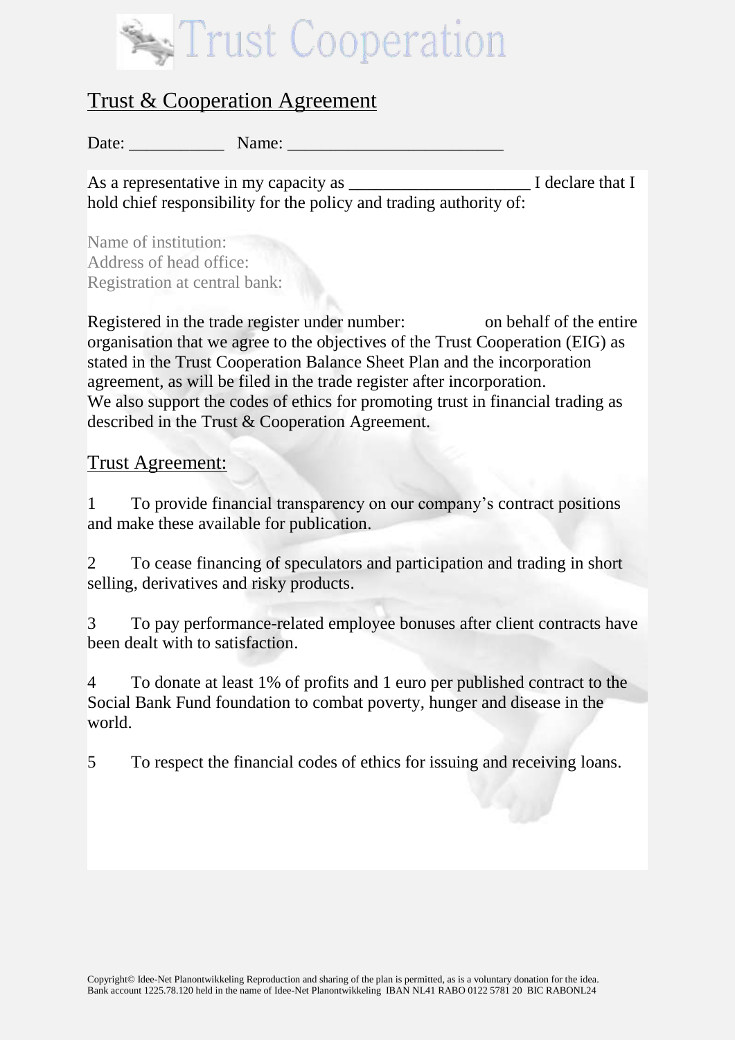Trust Cooperation

## Trust & Cooperation Agreement

Date: ___________ Name: _________________________

As a representative in my capacity as _____________________ I declare that I hold chief responsibility for the policy and trading authority of:

Name of institution:
Address of head office:
Registration at central bank:

Registered in the trade register under number: on behalf of the entire organisation that we agree to the objectives of the Trust Cooperation (EIG) as stated in the Trust Cooperation Balance Sheet Plan and the incorporation agreement, as will be filed in the trade register after incorporation.
We also support the codes of ethics for promoting trust in financial trading as described in the Trust & Cooperation Agreement.

## Trust Agreement:

1 To provide financial transparency on our company's contract positions and make these available for publication.

2 To cease financing of speculators and participation and trading in short selling, derivatives and risky products.

3 To pay performance-related employee bonuses after client contracts have been dealt with to satisfaction.

4 To donate at least 1% of profits and 1 euro per published contract to the Social Bank Fund foundation to combat poverty, hunger and disease in the world.

5 To respect the financial codes of ethics for issuing and receiving loans.

Copyright© Idee-Net Planontwikkeling Reproduction and sharing of the plan is permitted, as is a voluntary donation for the idea.
Bank account 1225.78.120 held in the name of Idee-Net Planontwikkeling IBAN NL41 RABO 0122 5781 20 BIC RABONL24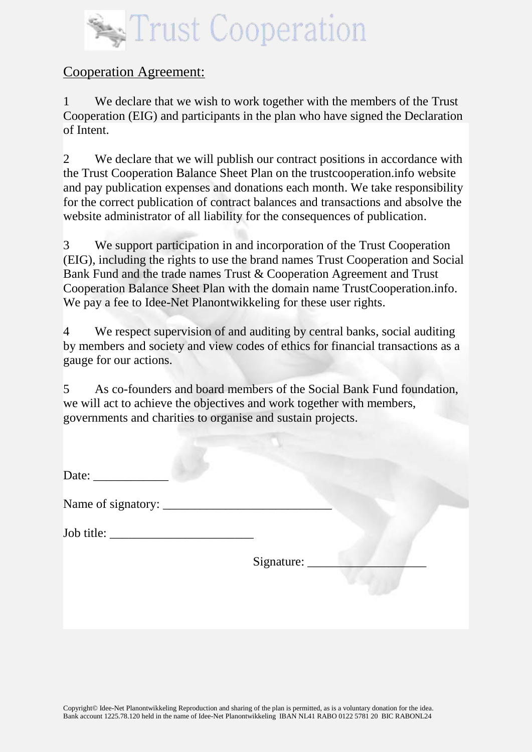Trust Cooperation

## Cooperation Agreement:

1 We declare that we wish to work together with the members of the Trust Cooperation (EIG) and participants in the plan who have signed the Declaration of Intent.

2 We declare that we will publish our contract positions in accordance with the Trust Cooperation Balance Sheet Plan on the trustcooperation.info website and pay publication expenses and donations each month. We take responsibility for the correct publication of contract balances and transactions and absolve the website administrator of all liability for the consequences of publication.

3 We support participation in and incorporation of the Trust Cooperation (EIG), including the rights to use the brand names Trust Cooperation and Social Bank Fund and the trade names Trust & Cooperation Agreement and Trust Cooperation Balance Sheet Plan with the domain name TrustCooperation.info. We pay a fee to Idee-Net Planontwikkeling for these user rights.

4 We respect supervision of and auditing by central banks, social auditing by members and society and view codes of ethics for financial transactions as a gauge for our actions.

5 As co-founders and board members of the Social Bank Fund foundation, we will act to achieve the objectives and work together with members, governments and charities to organise and sustain projects.

Date: ____________

Name of signatory: ___________________________

Job title: _______________________

Signature: ___________________

Copyright© Idee-Net Planontwikkeling Reproduction and sharing of the plan is permitted, as is a voluntary donation for the idea.
Bank account 1225.78.120 held in the name of Idee-Net Planontwikkeling IBAN NL41 RABO 0122 5781 20 BIC RABONL24